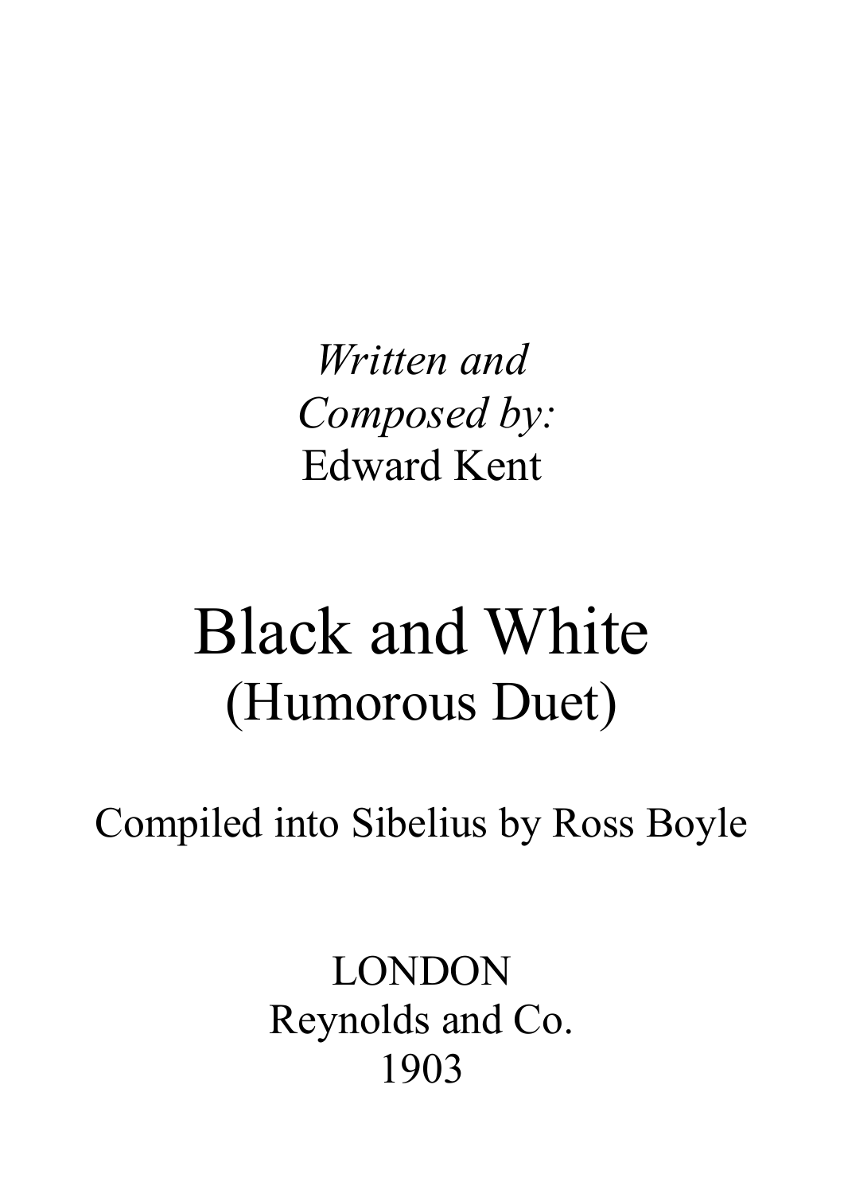*Written and*
*Composed by:*
Edward Kent

# Black and White
## (Humorous Duet)

Compiled into Sibelius by Ross Boyle

LONDON
Reynolds and Co.
1903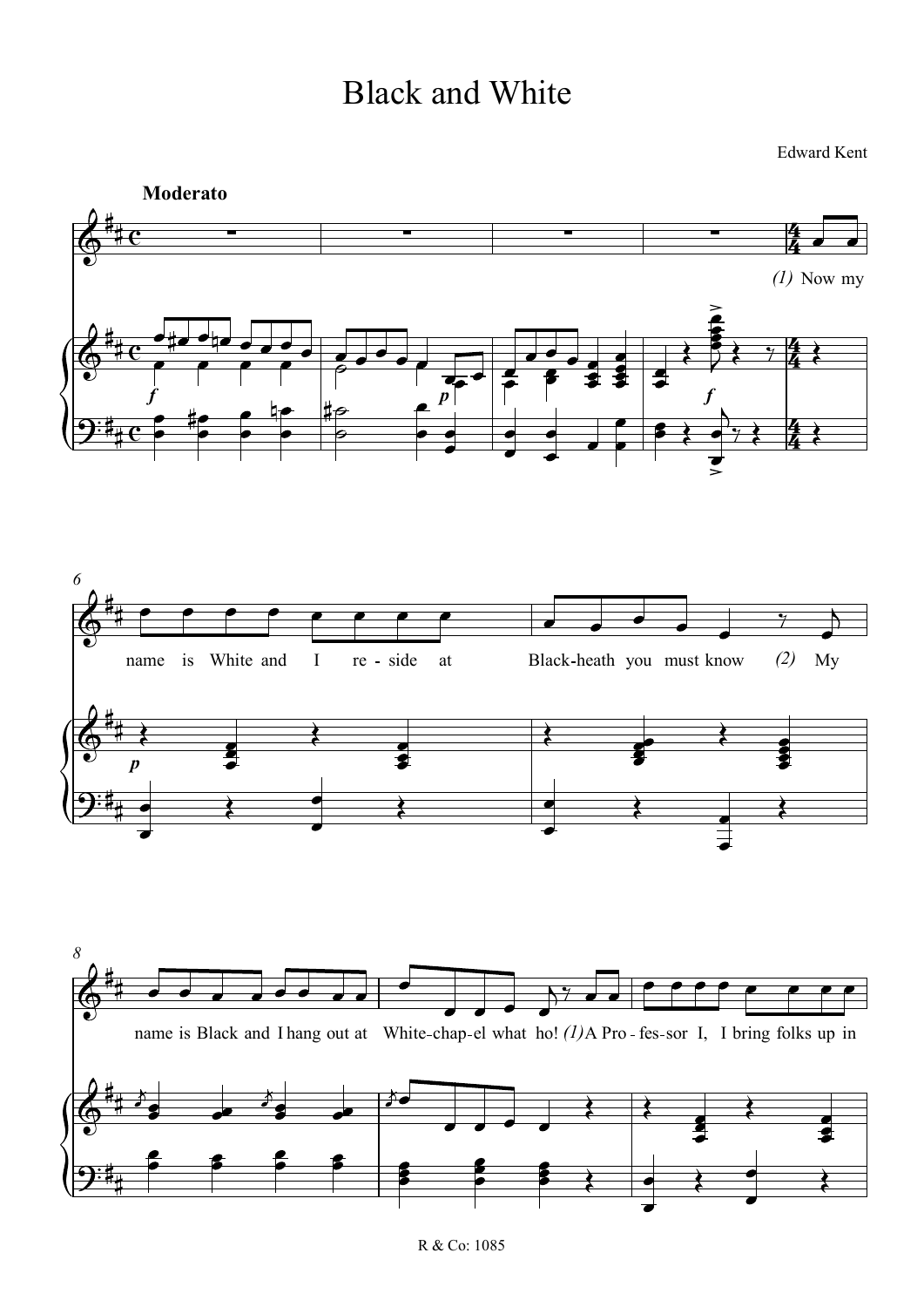# Black and White

Edward Kent

**Moderato**

(1) Now my name is White and I re - side at Black-heath you must know (2) My name is Black and I hang out at White-chap-el what ho! (1) A Pro - fes-sor I, I bring folks up in

R & Co: 1085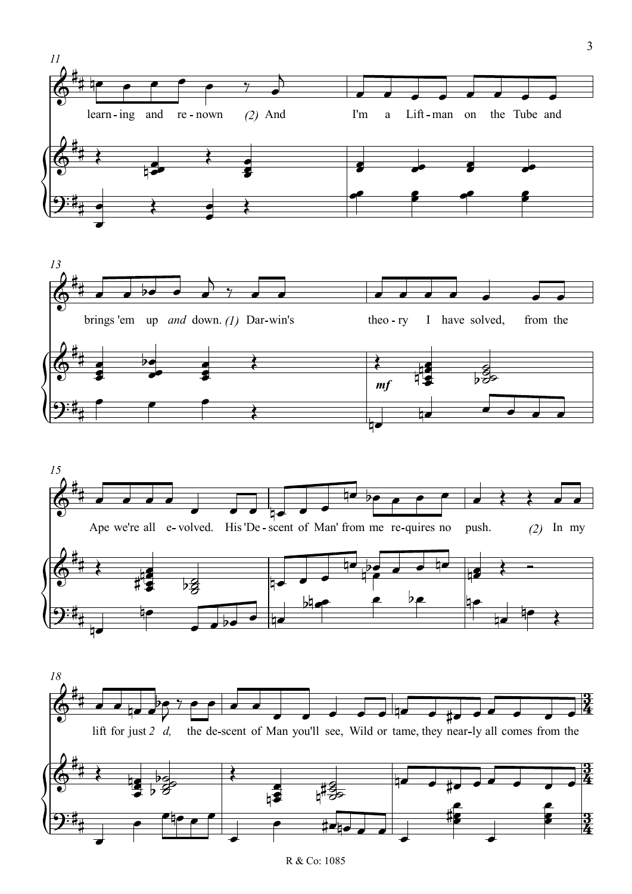learn-ing and re-nown *(2)* And I'm a Lift-man on the Tube and brings 'em up *and* down. *(1)* Dar-win's theo-ry I have solved, from the Ape we're all e-volved. His 'De-scent of Man' from me re-quires no push. *(2)* In my lift for just *2 d,* the de-scent of Man you'll see, Wild or tame, they near-ly all comes from the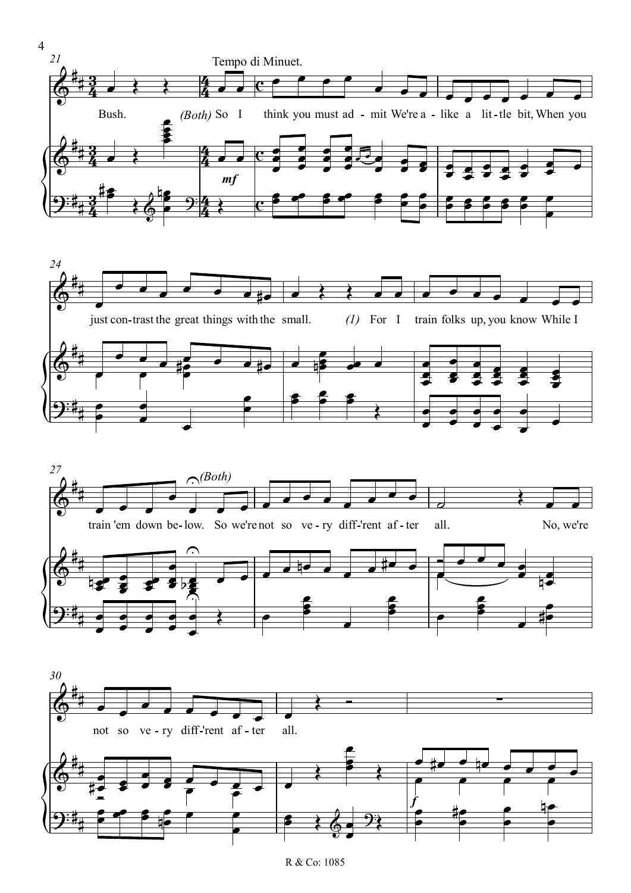Tempo di Minuet.

Bush. *(Both)* So I think you must ad - mit We're a - like a lit - tle bit, When you just con - trast the great things with the small. *(1)* For I train folks up, you know While I train 'em down be - low. *(Both)* So we're not so ve - ry diff - 'rent af - ter all. No, we're not so ve - ry diff - 'rent af - ter all.

R & Co: 1085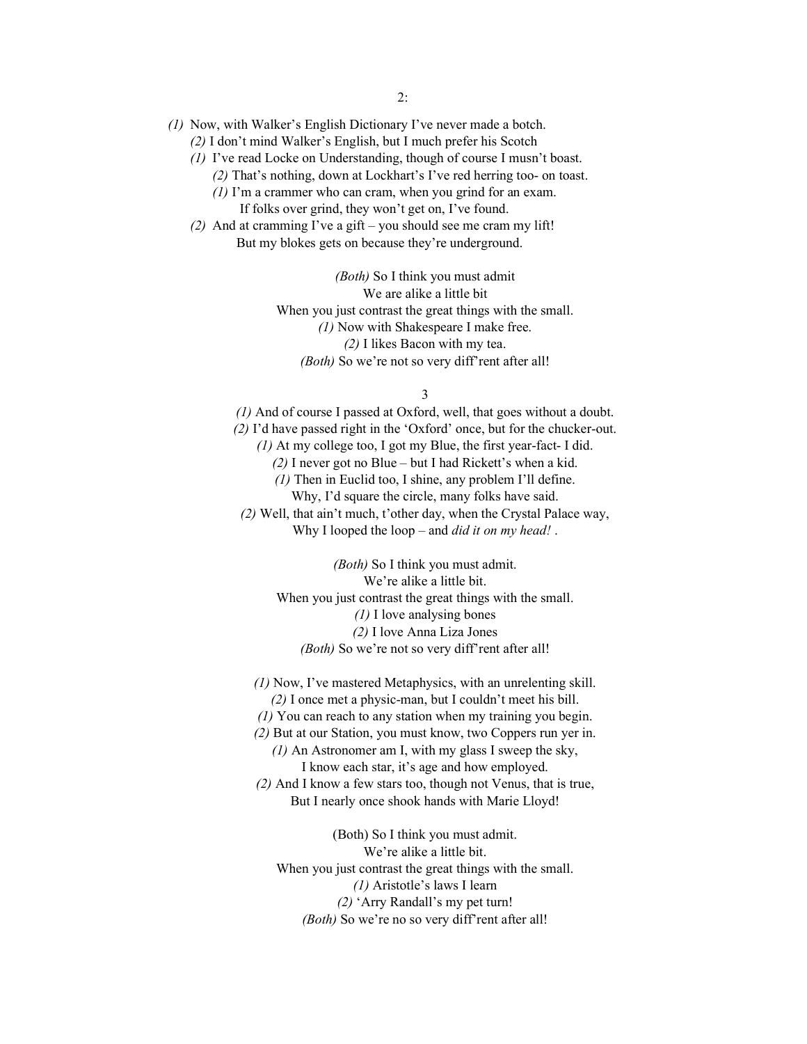2:

*(1)* Now, with Walker's English Dictionary I've never made a botch.
*(2)* I don't mind Walker's English, but I much prefer his Scotch
*(1)* I've read Locke on Understanding, though of course I musn't boast.
*(2)* That's nothing, down at Lockhart's I've red herring too- on toast.
*(1)* I'm a crammer who can cram, when you grind for an exam.
If folks over grind, they won't get on, I've found.
*(2)* And at cramming I've a gift – you should see me cram my lift!
But my blokes gets on because they're underground.

*(Both)* So I think you must admit
We are alike a little bit
When you just contrast the great things with the small.
*(1)* Now with Shakespeare I make free.
*(2)* I likes Bacon with my tea.
*(Both)* So we're not so very diff'rent after all!

3

*(1)* And of course I passed at Oxford, well, that goes without a doubt.
*(2)* I'd have passed right in the 'Oxford' once, but for the chucker-out.
*(1)* At my college too, I got my Blue, the first year-fact- I did.
*(2)* I never got no Blue – but I had Rickett's when a kid.
*(1)* Then in Euclid too, I shine, any problem I'll define.
Why, I'd square the circle, many folks have said.
*(2)* Well, that ain't much, t'other day, when the Crystal Palace way,
Why I looped the loop – and *did it on my head!* .

*(Both)* So I think you must admit.
We're alike a little bit.
When you just contrast the great things with the small.
*(1)* I love analysing bones
*(2)* I love Anna Liza Jones
*(Both)* So we're not so very diff'rent after all!

*(1)* Now, I've mastered Metaphysics, with an unrelenting skill.
*(2)* I once met a physic-man, but I couldn't meet his bill.
*(1)* You can reach to any station when my training you begin.
*(2)* But at our Station, you must know, two Coppers run yer in.
*(1)* An Astronomer am I, with my glass I sweep the sky,
I know each star, it's age and how employed.
*(2)* And I know a few stars too, though not Venus, that is true,
But I nearly once shook hands with Marie Lloyd!

(Both) So I think you must admit.
We're alike a little bit.
When you just contrast the great things with the small.
*(1)* Aristotle's laws I learn
*(2)* 'Arry Randall's my pet turn!
*(Both)* So we're no so very diff'rent after all!